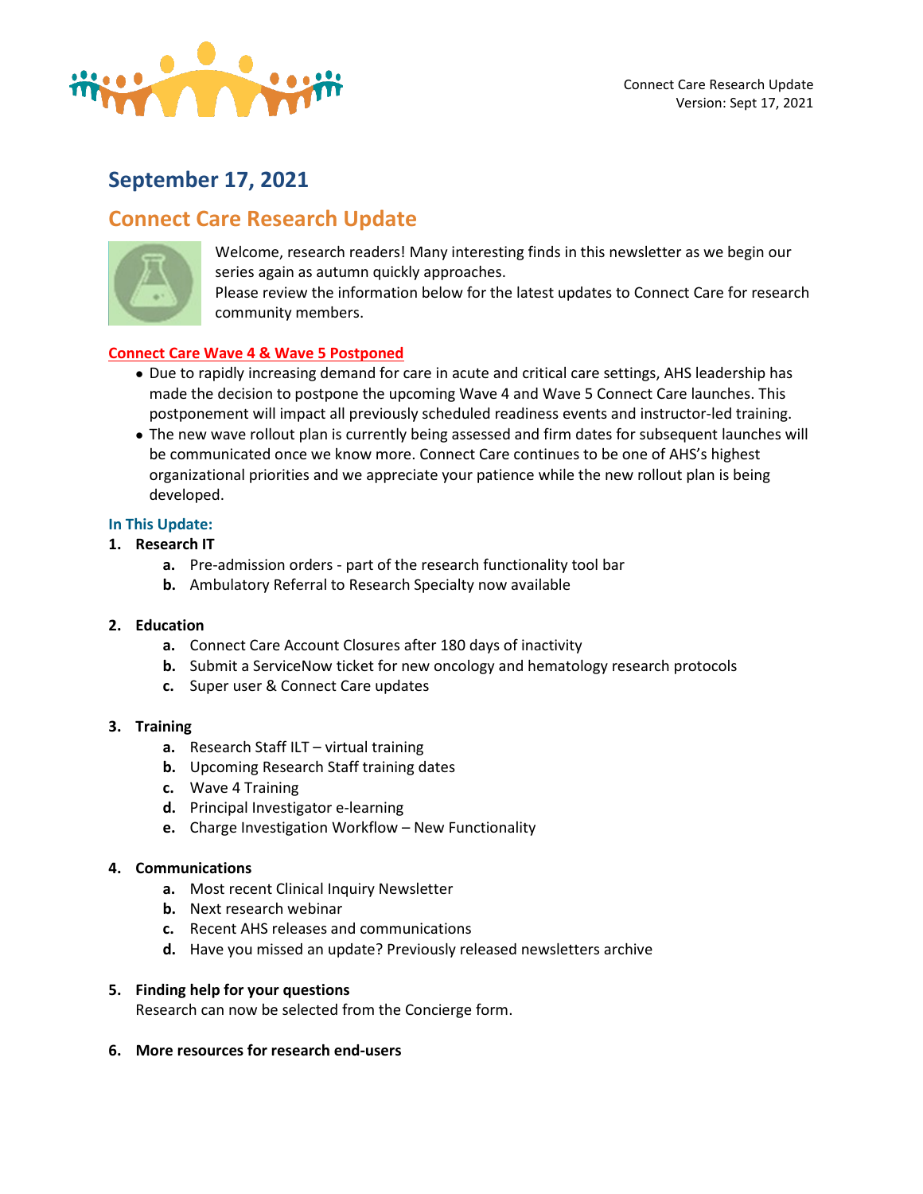Connect Care Research Update
Version: Sept 17, 2021

# September 17, 2021

## Connect Care Research Update

Welcome, research readers! Many interesting finds in this newsletter as we begin our series again as autumn quickly approaches.
Please review the information below for the latest updates to Connect Care for research community members.

**Connect Care Wave 4 & Wave 5 Postponed**

- Due to rapidly increasing demand for care in acute and critical care settings, AHS leadership has made the decision to postpone the upcoming Wave 4 and Wave 5 Connect Care launches. This postponement will impact all previously scheduled readiness events and instructor-led training.
- The new wave rollout plan is currently being assessed and firm dates for subsequent launches will be communicated once we know more. Connect Care continues to be one of AHS's highest organizational priorities and we appreciate your patience while the new rollout plan is being developed.

### In This Update:

1. **Research IT**
   - **a.** Pre-admission orders - part of the research functionality tool bar
   - **b.** Ambulatory Referral to Research Specialty now available
2. **Education**
   - **a.** Connect Care Account Closures after 180 days of inactivity
   - **b.** Submit a ServiceNow ticket for new oncology and hematology research protocols
   - **c.** Super user & Connect Care updates
3. **Training**
   - **a.** Research Staff ILT – virtual training
   - **b.** Upcoming Research Staff training dates
   - **c.** Wave 4 Training
   - **d.** Principal Investigator e-learning
   - **e.** Charge Investigation Workflow – New Functionality
4. **Communications**
   - **a.** Most recent Clinical Inquiry Newsletter
   - **b.** Next research webinar
   - **c.** Recent AHS releases and communications
   - **d.** Have you missed an update? Previously released newsletters archive
5. **Finding help for your questions**
   Research can now be selected from the Concierge form.
6. **More resources for research end-users**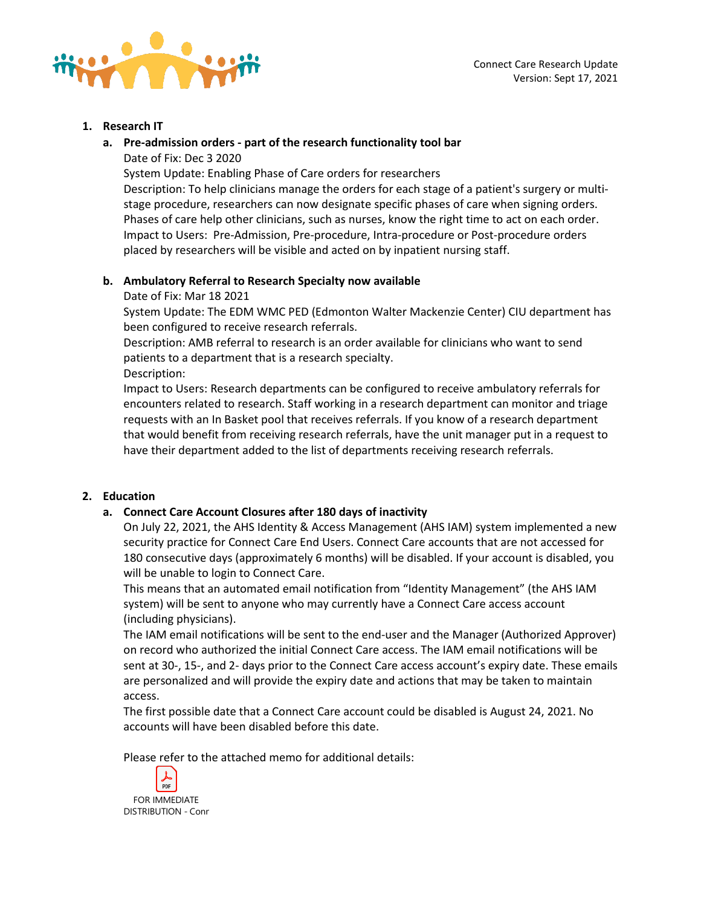1. **Research IT**

   a. **Pre-admission orders - part of the research functionality tool bar**
      Date of Fix: Dec 3 2020
      System Update: Enabling Phase of Care orders for researchers
      Description: To help clinicians manage the orders for each stage of a patient's surgery or multi-stage procedure, researchers can now designate specific phases of care when signing orders. Phases of care help other clinicians, such as nurses, know the right time to act on each order.
      Impact to Users: Pre-Admission, Pre-procedure, Intra-procedure or Post-procedure orders placed by researchers will be visible and acted on by inpatient nursing staff.

   b. **Ambulatory Referral to Research Specialty now available**
      Date of Fix: Mar 18 2021
      System Update: The EDM WMC PED (Edmonton Walter Mackenzie Center) CIU department has been configured to receive research referrals.
      Description: AMB referral to research is an order available for clinicians who want to send patients to a department that is a research specialty.
      Description:
      Impact to Users: Research departments can be configured to receive ambulatory referrals for encounters related to research. Staff working in a research department can monitor and triage requests with an In Basket pool that receives referrals. If you know of a research department that would benefit from receiving research referrals, have the unit manager put in a request to have their department added to the list of departments receiving research referrals.

2. **Education**

   a. **Connect Care Account Closures after 180 days of inactivity**
      On July 22, 2021, the AHS Identity & Access Management (AHS IAM) system implemented a new security practice for Connect Care End Users. Connect Care accounts that are not accessed for 180 consecutive days (approximately 6 months) will be disabled. If your account is disabled, you will be unable to login to Connect Care.
      This means that an automated email notification from "Identity Management" (the AHS IAM system) will be sent to anyone who may currently have a Connect Care access account (including physicians).
      The IAM email notifications will be sent to the end-user and the Manager (Authorized Approver) on record who authorized the initial Connect Care access. The IAM email notifications will be sent at 30-, 15-, and 2- days prior to the Connect Care access account's expiry date. These emails are personalized and will provide the expiry date and actions that may be taken to maintain access.
      The first possible date that a Connect Care account could be disabled is August 24, 2021. No accounts will have been disabled before this date.

      Please refer to the attached memo for additional details:

      FOR IMMEDIATE DISTRIBUTION - Conr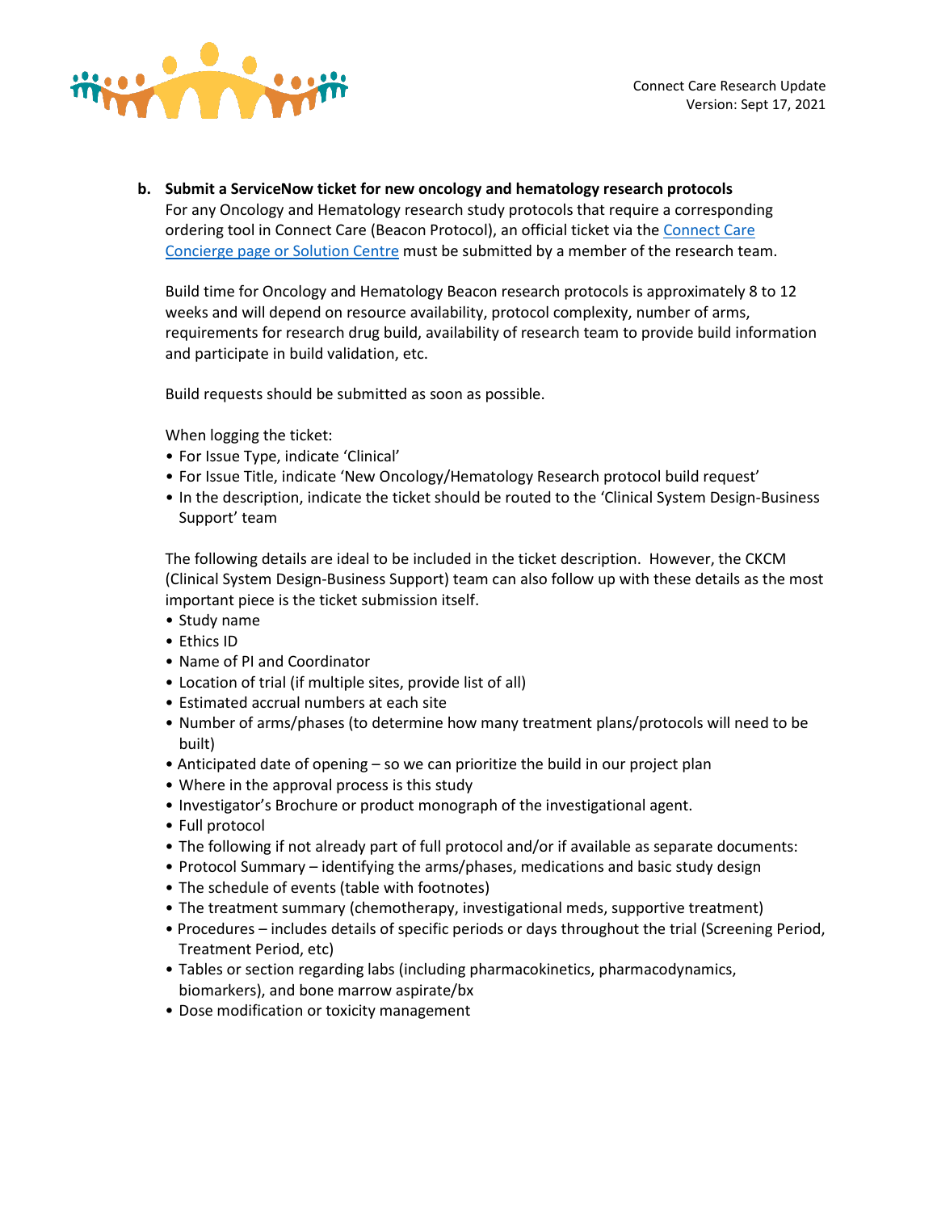**b. Submit a ServiceNow ticket for new oncology and hematology research protocols**

For any Oncology and Hematology research study protocols that require a corresponding ordering tool in Connect Care (Beacon Protocol), an official ticket via the Connect Care Concierge page or Solution Centre must be submitted by a member of the research team.

Build time for Oncology and Hematology Beacon research protocols is approximately 8 to 12 weeks and will depend on resource availability, protocol complexity, number of arms, requirements for research drug build, availability of research team to provide build information and participate in build validation, etc.

Build requests should be submitted as soon as possible.

When logging the ticket:

- For Issue Type, indicate 'Clinical'
- For Issue Title, indicate 'New Oncology/Hematology Research protocol build request'
- In the description, indicate the ticket should be routed to the 'Clinical System Design-Business Support' team

The following details are ideal to be included in the ticket description. However, the CKCM (Clinical System Design-Business Support) team can also follow up with these details as the most important piece is the ticket submission itself.

- Study name
- Ethics ID
- Name of PI and Coordinator
- Location of trial (if multiple sites, provide list of all)
- Estimated accrual numbers at each site
- Number of arms/phases (to determine how many treatment plans/protocols will need to be built)
- Anticipated date of opening – so we can prioritize the build in our project plan
- Where in the approval process is this study
- Investigator's Brochure or product monograph of the investigational agent.
- Full protocol
- The following if not already part of full protocol and/or if available as separate documents:
- Protocol Summary – identifying the arms/phases, medications and basic study design
- The schedule of events (table with footnotes)
- The treatment summary (chemotherapy, investigational meds, supportive treatment)
- Procedures – includes details of specific periods or days throughout the trial (Screening Period, Treatment Period, etc)
- Tables or section regarding labs (including pharmacokinetics, pharmacodynamics, biomarkers), and bone marrow aspirate/bx
- Dose modification or toxicity management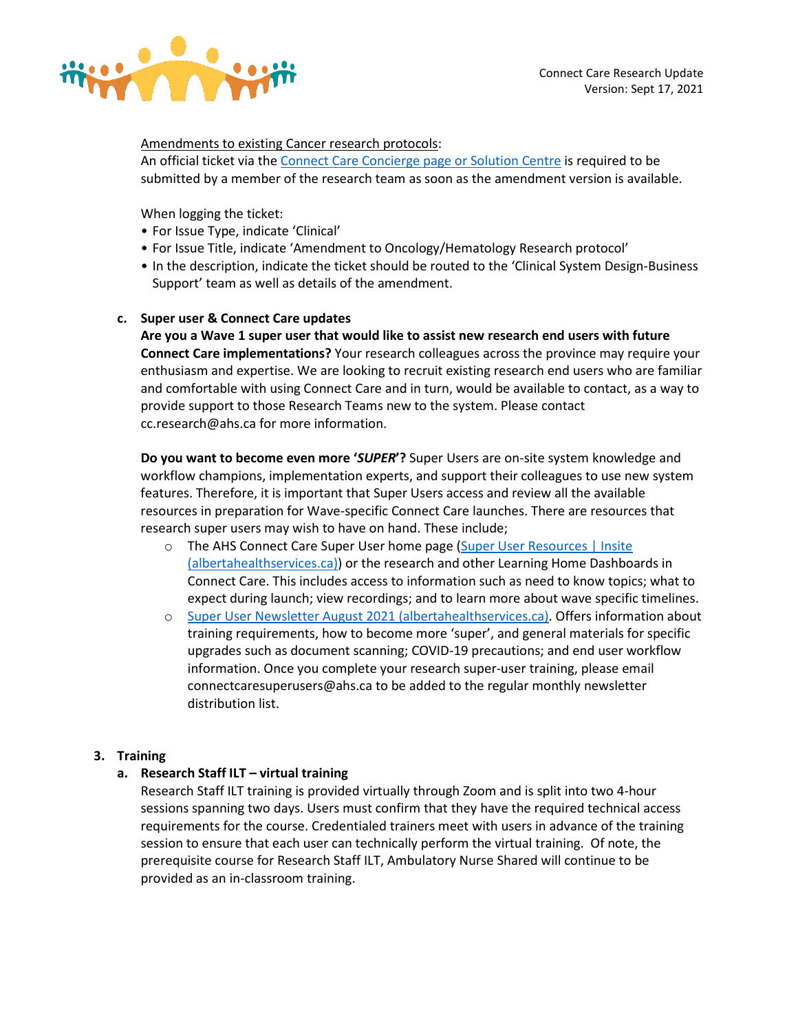Amendments to existing Cancer research protocols:
An official ticket via the [Connect Care Concierge page or Solution Centre] is required to be submitted by a member of the research team as soon as the amendment version is available.

When logging the ticket:

- For Issue Type, indicate 'Clinical'
- For Issue Title, indicate 'Amendment to Oncology/Hematology Research protocol'
- In the description, indicate the ticket should be routed to the 'Clinical System Design-Business Support' team as well as details of the amendment.

**c. Super user & Connect Care updates**

**Are you a Wave 1 super user that would like to assist new research end users with future Connect Care implementations?** Your research colleagues across the province may require your enthusiasm and expertise. We are looking to recruit existing research end users who are familiar and comfortable with using Connect Care and in turn, would be available to contact, as a way to provide support to those Research Teams new to the system. Please contact cc.research@ahs.ca for more information.

**Do you want to become even more '*SUPER*'?** Super Users are on-site system knowledge and workflow champions, implementation experts, and support their colleagues to use new system features. Therefore, it is important that Super Users access and review all the available resources in preparation for Wave-specific Connect Care launches. There are resources that research super users may wish to have on hand. These include;

- The AHS Connect Care Super User home page (Super User Resources | Insite (albertahealthservices.ca)) or the research and other Learning Home Dashboards in Connect Care. This includes access to information such as need to know topics; what to expect during launch; view recordings; and to learn more about wave specific timelines.
- Super User Newsletter August 2021 (albertahealthservices.ca). Offers information about training requirements, how to become more 'super', and general materials for specific upgrades such as document scanning; COVID-19 precautions; and end user workflow information. Once you complete your research super-user training, please email connectcaresuperusers@ahs.ca to be added to the regular monthly newsletter distribution list.

## 3. Training

**a. Research Staff ILT – virtual training**

Research Staff ILT training is provided virtually through Zoom and is split into two 4-hour sessions spanning two days. Users must confirm that they have the required technical access requirements for the course. Credentialed trainers meet with users in advance of the training session to ensure that each user can technically perform the virtual training. Of note, the prerequisite course for Research Staff ILT, Ambulatory Nurse Shared will continue to be provided as an in-classroom training.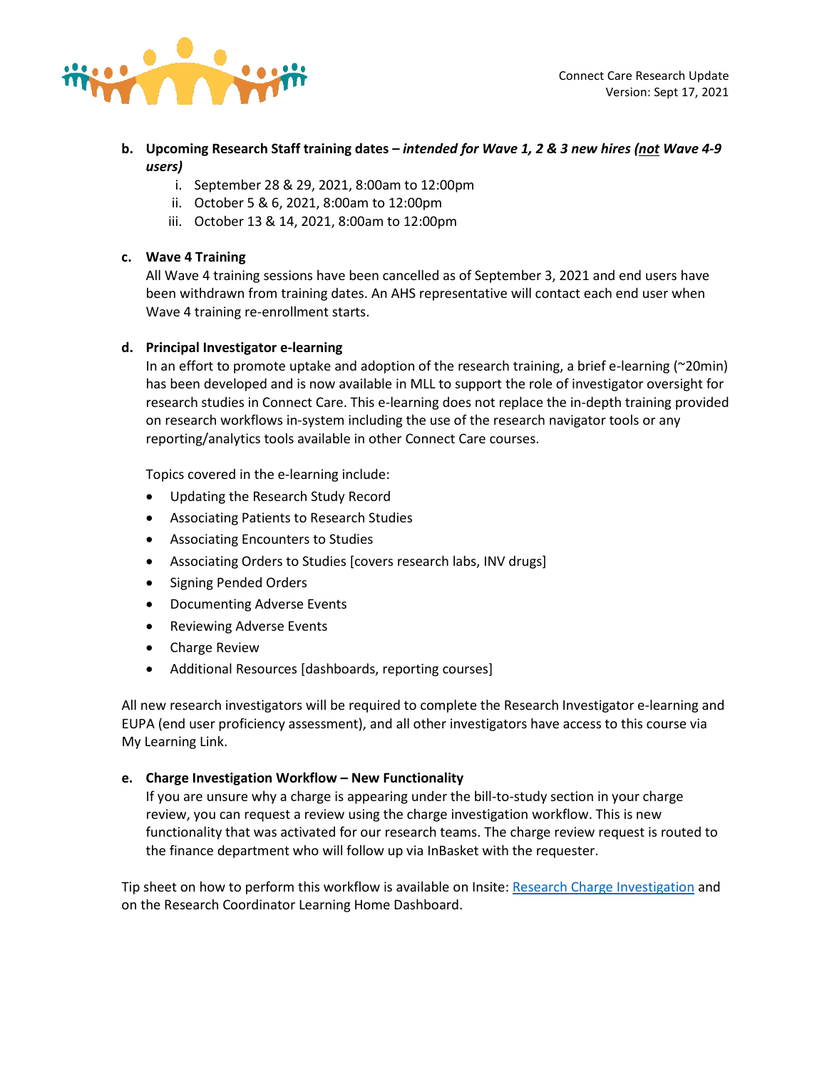**b. Upcoming Research Staff training dates –** ***intended for Wave 1, 2 & 3 new hires (<u>not</u> Wave 4-9 users)***

   i. September 28 & 29, 2021, 8:00am to 12:00pm
   ii. October 5 & 6, 2021, 8:00am to 12:00pm
   iii. October 13 & 14, 2021, 8:00am to 12:00pm

**c. Wave 4 Training**

All Wave 4 training sessions have been cancelled as of September 3, 2021 and end users have been withdrawn from training dates. An AHS representative will contact each end user when Wave 4 training re-enrollment starts.

**d. Principal Investigator e-learning**

In an effort to promote uptake and adoption of the research training, a brief e-learning (~20min) has been developed and is now available in MLL to support the role of investigator oversight for research studies in Connect Care. This e-learning does not replace the in-depth training provided on research workflows in-system including the use of the research navigator tools or any reporting/analytics tools available in other Connect Care courses.

Topics covered in the e-learning include:

- Updating the Research Study Record
- Associating Patients to Research Studies
- Associating Encounters to Studies
- Associating Orders to Studies [covers research labs, INV drugs]
- Signing Pended Orders
- Documenting Adverse Events
- Reviewing Adverse Events
- Charge Review
- Additional Resources [dashboards, reporting courses]

All new research investigators will be required to complete the Research Investigator e-learning and EUPA (end user proficiency assessment), and all other investigators have access to this course via My Learning Link.

**e. Charge Investigation Workflow – New Functionality**

If you are unsure why a charge is appearing under the bill-to-study section in your charge review, you can request a review using the charge investigation workflow. This is new functionality that was activated for our research teams. The charge review request is routed to the finance department who will follow up via InBasket with the requester.

Tip sheet on how to perform this workflow is available on Insite: Research Charge Investigation and on the Research Coordinator Learning Home Dashboard.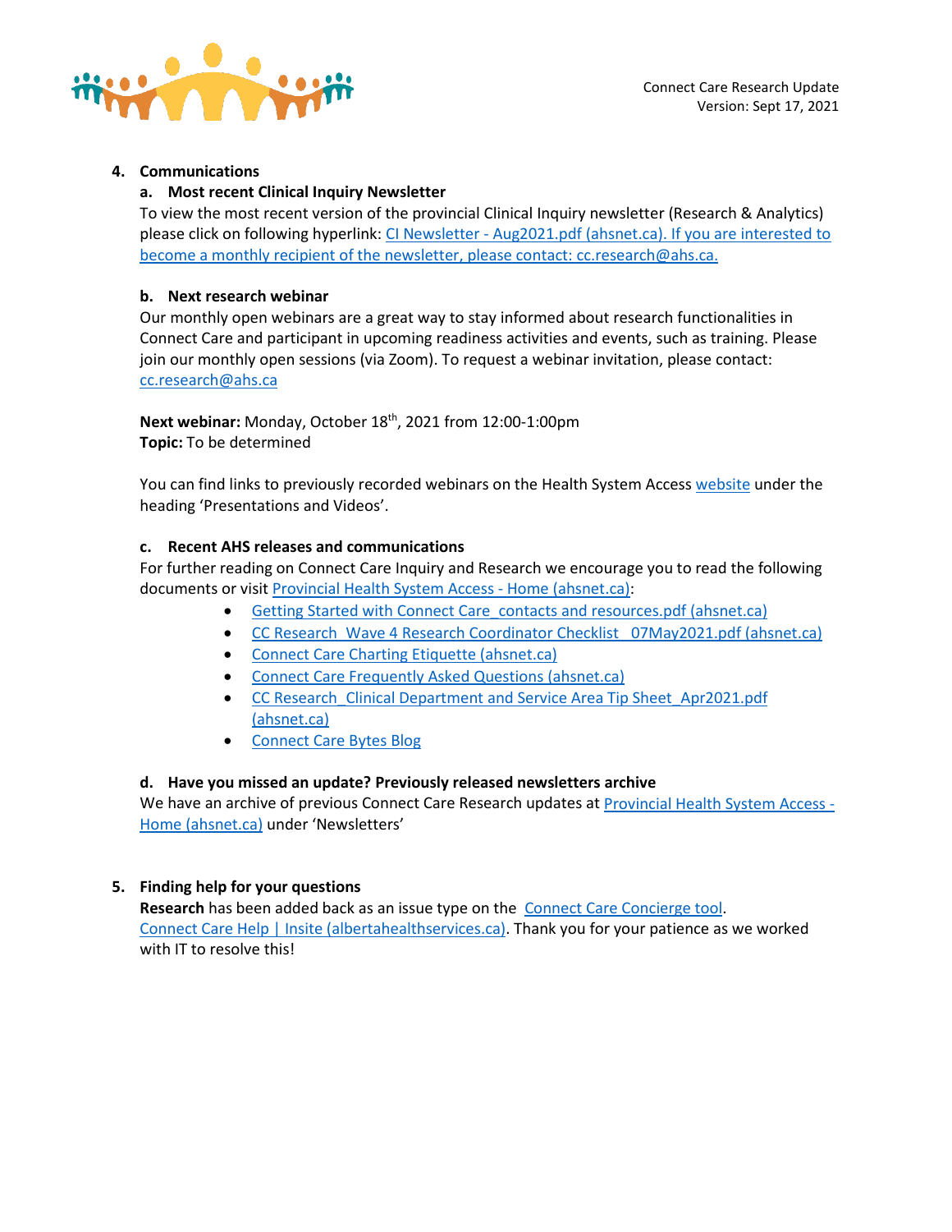4. **Communications**

   a. **Most recent Clinical Inquiry Newsletter**

   To view the most recent version of the provincial Clinical Inquiry newsletter (Research & Analytics) please click on following hyperlink: CI Newsletter - Aug2021.pdf (ahsnet.ca). If you are interested to become a monthly recipient of the newsletter, please contact: cc.research@ahs.ca.

   b. **Next research webinar**

   Our monthly open webinars are a great way to stay informed about research functionalities in Connect Care and participant in upcoming readiness activities and events, such as training. Please join our monthly open sessions (via Zoom). To request a webinar invitation, please contact: cc.research@ahs.ca

   **Next webinar:** Monday, October 18th, 2021 from 12:00-1:00pm
   **Topic:** To be determined

   You can find links to previously recorded webinars on the Health System Access website under the heading 'Presentations and Videos'.

   c. **Recent AHS releases and communications**

   For further reading on Connect Care Inquiry and Research we encourage you to read the following documents or visit Provincial Health System Access - Home (ahsnet.ca):

   - Getting Started with Connect Care_contacts and resources.pdf (ahsnet.ca)
   - CC Research_Wave 4 Research Coordinator Checklist_07May2021.pdf (ahsnet.ca)
   - Connect Care Charting Etiquette (ahsnet.ca)
   - Connect Care Frequently Asked Questions (ahsnet.ca)
   - CC Research_Clinical Department and Service Area Tip Sheet_Apr2021.pdf (ahsnet.ca)
   - Connect Care Bytes Blog

   d. **Have you missed an update? Previously released newsletters archive**

   We have an archive of previous Connect Care Research updates at Provincial Health System Access - Home (ahsnet.ca) under 'Newsletters'

5. **Finding help for your questions**

   **Research** has been added back as an issue type on the Connect Care Concierge tool. Connect Care Help | Insite (albertahealthservices.ca). Thank you for your patience as we worked with IT to resolve this!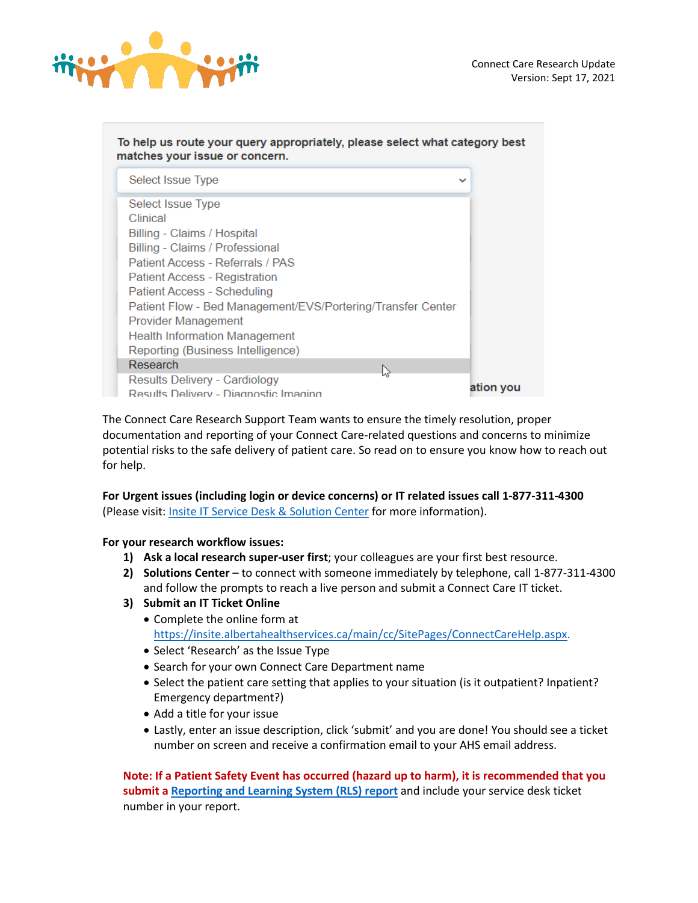To help us route your query appropriately, please select what category best matches your issue or concern.

Select Issue Type

- Select Issue Type
- Clinical
- Billing - Claims / Hospital
- Billing - Claims / Professional
- Patient Access - Referrals / PAS
- Patient Access - Registration
- Patient Access - Scheduling
- Patient Flow - Bed Management/EVS/Portering/Transfer Center
- Provider Management
- Health Information Management
- Reporting (Business Intelligence)
- Research
- Results Delivery - Cardiology
- Results Delivery - Diagnostic Imaging

The Connect Care Research Support Team wants to ensure the timely resolution, proper documentation and reporting of your Connect Care-related questions and concerns to minimize potential risks to the safe delivery of patient care. So read on to ensure you know how to reach out for help.

**For Urgent issues (including login or device concerns) or IT related issues call 1-877-311-4300** (Please visit: Insite IT Service Desk & Solution Center for more information).

**For your research workflow issues:**

1) **Ask a local research super-user first**; your colleagues are your first best resource.
2) **Solutions Center** – to connect with someone immediately by telephone, call 1-877-311-4300 and follow the prompts to reach a live person and submit a Connect Care IT ticket.
3) **Submit an IT Ticket Online**
   - Complete the online form at https://insite.albertahealthservices.ca/main/cc/SitePages/ConnectCareHelp.aspx.
   - Select 'Research' as the Issue Type
   - Search for your own Connect Care Department name
   - Select the patient care setting that applies to your situation (is it outpatient? Inpatient? Emergency department?)
   - Add a title for your issue
   - Lastly, enter an issue description, click 'submit' and you are done! You should see a ticket number on screen and receive a confirmation email to your AHS email address.

**Note: If a Patient Safety Event has occurred (hazard up to harm), it is recommended that you submit a Reporting and Learning System (RLS) report** and include your service desk ticket number in your report.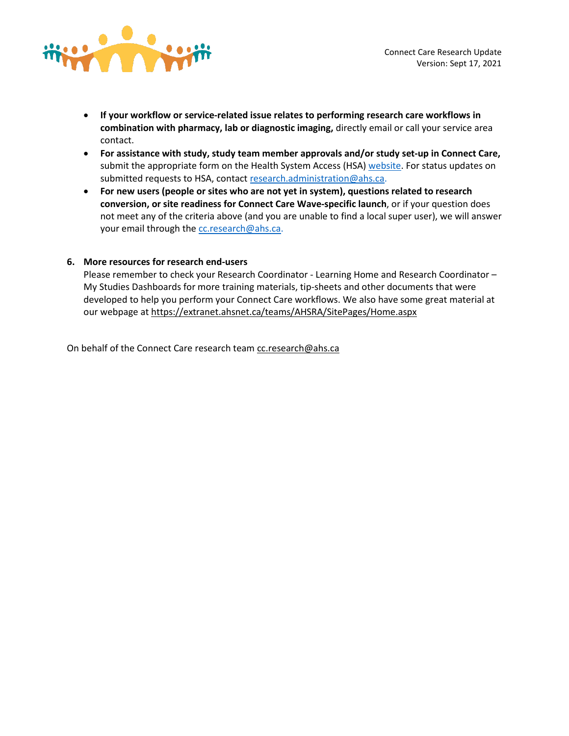- **If your workflow or service-related issue relates to performing research care workflows in combination with pharmacy, lab or diagnostic imaging,** directly email or call your service area contact.
- **For assistance with study, study team member approvals and/or study set-up in Connect Care,** submit the appropriate form on the Health System Access (HSA) website. For status updates on submitted requests to HSA, contact research.administration@ahs.ca.
- **For new users (people or sites who are not yet in system), questions related to research conversion, or site readiness for Connect Care Wave-specific launch**, or if your question does not meet any of the criteria above (and you are unable to find a local super user), we will answer your email through the cc.research@ahs.ca.

**6. More resources for research end-users**

Please remember to check your Research Coordinator - Learning Home and Research Coordinator – My Studies Dashboards for more training materials, tip-sheets and other documents that were developed to help you perform your Connect Care workflows. We also have some great material at our webpage at https://extranet.ahsnet.ca/teams/AHSRA/SitePages/Home.aspx

On behalf of the Connect Care research team cc.research@ahs.ca